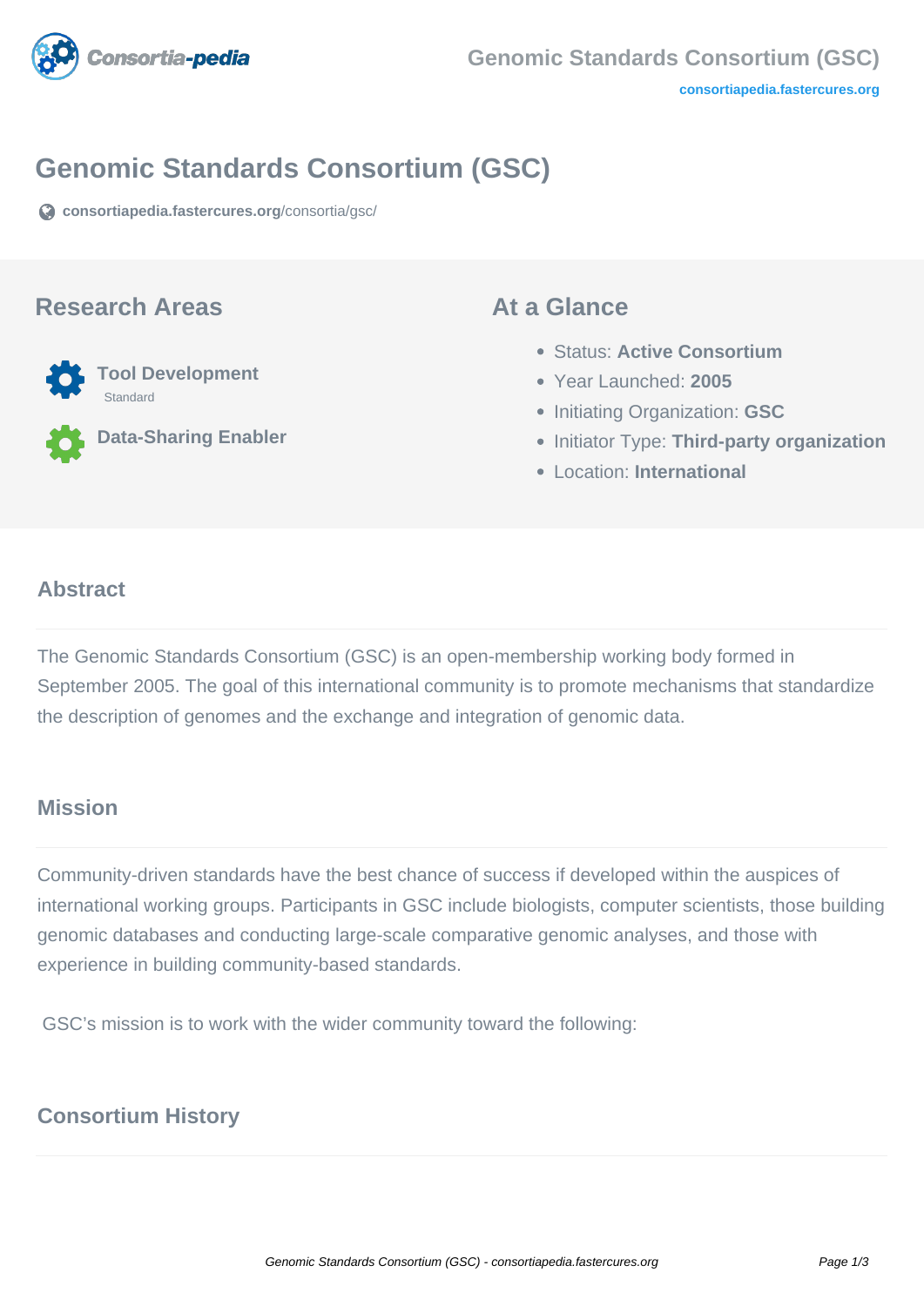# Genomic Standards Consortium (GSC)

consortiapedia.fastercures.org/consortia/gsc/

## Research Areas

**Tool Development**
Standard

**Data-Sharing Enabler**

## At a Glance

- Status: **Active Consortium**
- Year Launched: **2005**
- Initiating Organization: **GSC**
- Initiator Type: **Third-party organization**
- Location: **International**

## Abstract

The Genomic Standards Consortium (GSC) is an open-membership working body formed in September 2005. The goal of this international community is to promote mechanisms that standardize the description of genomes and the exchange and integration of genomic data.

## Mission

Community-driven standards have the best chance of success if developed within the auspices of international working groups. Participants in GSC include biologists, computer scientists, those building genomic databases and conducting large-scale comparative genomic analyses, and those with experience in building community-based standards.

GSC's mission is to work with the wider community toward the following:

## Consortium History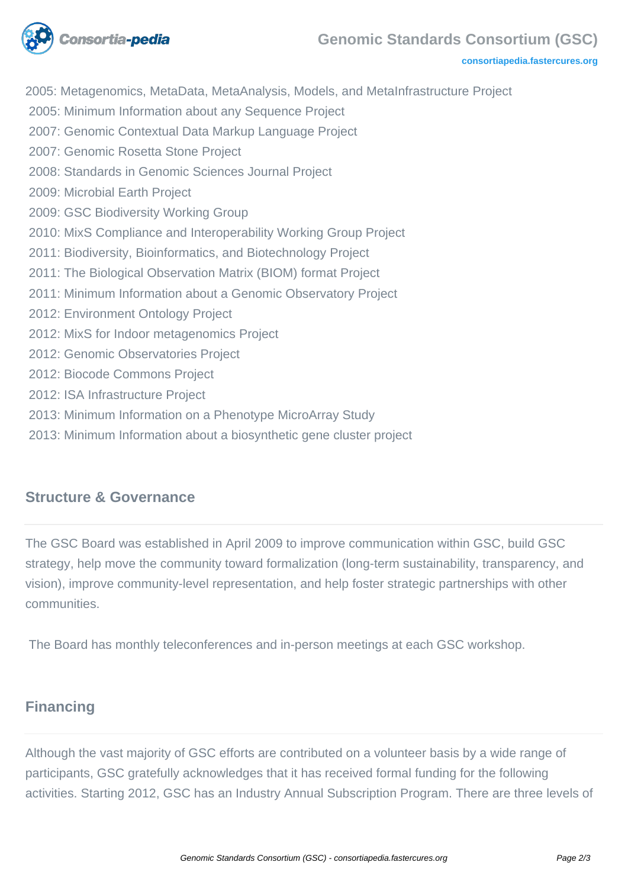2005: Metagenomics, MetaData, MetaAnalysis, Models, and MetaInfrastructure Project
2005: Minimum Information about any Sequence Project
2007: Genomic Contextual Data Markup Language Project
2007: Genomic Rosetta Stone Project
2008: Standards in Genomic Sciences Journal Project
2009: Microbial Earth Project
2009: GSC Biodiversity Working Group
2010: MixS Compliance and Interoperability Working Group Project
2011: Biodiversity, Bioinformatics, and Biotechnology Project
2011: The Biological Observation Matrix (BIOM) format Project
2011: Minimum Information about a Genomic Observatory Project
2012: Environment Ontology Project
2012: MixS for Indoor metagenomics Project
2012: Genomic Observatories Project
2012: Biocode Commons Project
2012: ISA Infrastructure Project
2013: Minimum Information on a Phenotype MicroArray Study
2013: Minimum Information about a biosynthetic gene cluster project

## Structure & Governance

The GSC Board was established in April 2009 to improve communication within GSC, build GSC strategy, help move the community toward formalization (long-term sustainability, transparency, and vision), improve community-level representation, and help foster strategic partnerships with other communities.

The Board has monthly teleconferences and in-person meetings at each GSC workshop.

## Financing

Although the vast majority of GSC efforts are contributed on a volunteer basis by a wide range of participants, GSC gratefully acknowledges that it has received formal funding for the following activities. Starting 2012, GSC has an Industry Annual Subscription Program. There are three levels of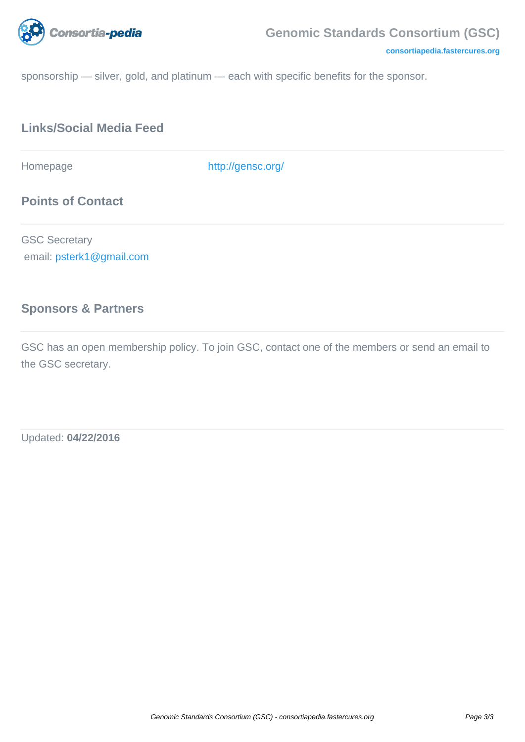sponsorship — silver, gold, and platinum — each with specific benefits for the sponsor.

## Links/Social Media Feed

| | |
|---|---|
| Homepage | http://gensc.org/ |

## Points of Contact

GSC Secretary
email: psterk1@gmail.com

## Sponsors & Partners

GSC has an open membership policy. To join GSC, contact one of the members or send an email to the GSC secretary.

Updated: **04/22/2016**